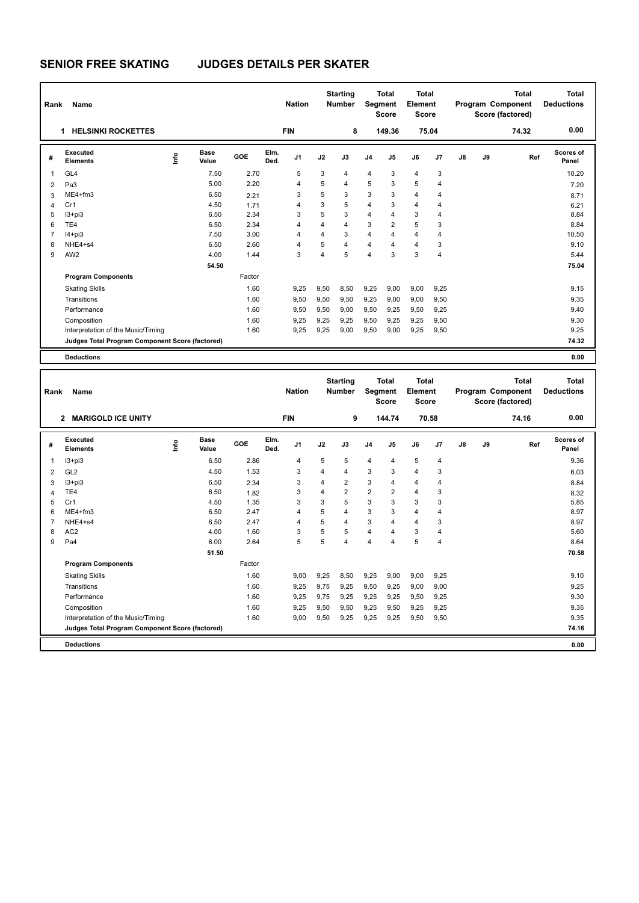# SENIOR FREE SKATING JUDGES DETAILS PER SKATER

| Rank | Name | Nation | Starting Number | Total Segment Score | Total Element Score | Total Program Component Score (factored) | Total Deductions |
|---|---|---|---|---|---|---|---|
| 1 | HELSINKI ROCKETTES | FIN | 8 | 149.36 | 75.04 | 74.32 | 0.00 |

| # | Executed Elements | Info | Base Value | GOE | Elm. Ded. | J1 | J2 | J3 | J4 | J5 | J6 | J7 | J8 | J9 | Ref | Scores of Panel |
|---|---|---|---|---|---|---|---|---|---|---|---|---|---|---|---|---|
| 1 | GL4 | | 7.50 | 2.70 | | 5 | 3 | 4 | 4 | 3 | 4 | 3 | | | | 10.20 |
| 2 | Pa3 | | 5.00 | 2.20 | | 4 | 5 | 4 | 5 | 3 | 5 | 4 | | | | 7.20 |
| 3 | ME4+fm3 | | 6.50 | 2.21 | | 3 | 5 | 3 | 3 | 3 | 4 | 4 | | | | 8.71 |
| 4 | Cr1 | | 4.50 | 1.71 | | 4 | 3 | 5 | 4 | 3 | 4 | 4 | | | | 6.21 |
| 5 | I3+pi3 | | 6.50 | 2.34 | | 3 | 5 | 3 | 4 | 4 | 3 | 4 | | | | 8.84 |
| 6 | TE4 | | 6.50 | 2.34 | | 4 | 4 | 4 | 3 | 2 | 5 | 3 | | | | 8.84 |
| 7 | I4+pi3 | | 7.50 | 3.00 | | 4 | 4 | 3 | 4 | 4 | 4 | 4 | | | | 10.50 |
| 8 | NHE4+s4 | | 6.50 | 2.60 | | 4 | 5 | 4 | 4 | 4 | 4 | 3 | | | | 9.10 |
| 9 | AW2 | | 4.00 | 1.44 | | 3 | 4 | 5 | 4 | 3 | 3 | 4 | | | | 5.44 |
| | | | 54.50 | | | | | | | | | | | | | 75.04 |
| | **Program Components** | | | Factor | | | | | | | | | | | | |
| | Skating Skills | | | 1.60 | | 9,25 | 9,50 | 8,50 | 9,25 | 9,00 | 9,00 | 9,25 | | | | 9.15 |
| | Transitions | | | 1.60 | | 9,50 | 9,50 | 9,50 | 9,25 | 9,00 | 9,00 | 9,50 | | | | 9.35 |
| | Performance | | | 1.60 | | 9,50 | 9,50 | 9,00 | 9,50 | 9,25 | 9,50 | 9,25 | | | | 9.40 |
| | Composition | | | 1.60 | | 9,25 | 9,25 | 9,25 | 9,50 | 9,25 | 9,25 | 9,50 | | | | 9.30 |
| | Interpretation of the Music/Timing | | | 1.60 | | 9,25 | 9,25 | 9,00 | 9,50 | 9,00 | 9,25 | 9,50 | | | | 9.25 |
| | **Judges Total Program Component Score (factored)** | | | | | | | | | | | | | | | 74.32 |
| | **Deductions** | | | | | | | | | | | | | | | 0.00 |

| Rank | Name | Nation | Starting Number | Total Segment Score | Total Element Score | Total Program Component Score (factored) | Total Deductions |
|---|---|---|---|---|---|---|---|
| 2 | MARIGOLD ICE UNITY | FIN | 9 | 144.74 | 70.58 | 74.16 | 0.00 |

| # | Executed Elements | Info | Base Value | GOE | Elm. Ded. | J1 | J2 | J3 | J4 | J5 | J6 | J7 | J8 | J9 | Ref | Scores of Panel |
|---|---|---|---|---|---|---|---|---|---|---|---|---|---|---|---|---|
| 1 | I3+pi3 | | 6.50 | 2.86 | | 4 | 5 | 5 | 4 | 4 | 5 | 4 | | | | 9.36 |
| 2 | GL2 | | 4.50 | 1.53 | | 3 | 4 | 4 | 3 | 3 | 4 | 3 | | | | 6.03 |
| 3 | I3+pi3 | | 6.50 | 2.34 | | 3 | 4 | 2 | 3 | 4 | 4 | 4 | | | | 8.84 |
| 4 | TE4 | | 6.50 | 1.82 | | 3 | 4 | 2 | 2 | 2 | 4 | 3 | | | | 8.32 |
| 5 | Cr1 | | 4.50 | 1.35 | | 3 | 3 | 5 | 3 | 3 | 3 | 3 | | | | 5.85 |
| 6 | ME4+fm3 | | 6.50 | 2.47 | | 4 | 5 | 4 | 3 | 3 | 4 | 4 | | | | 8.97 |
| 7 | NHE4+s4 | | 6.50 | 2.47 | | 4 | 5 | 4 | 3 | 4 | 4 | 3 | | | | 8.97 |
| 8 | AC2 | | 4.00 | 1.60 | | 3 | 5 | 5 | 4 | 4 | 3 | 4 | | | | 5.60 |
| 9 | Pa4 | | 6.00 | 2.64 | | 5 | 5 | 4 | 4 | 4 | 5 | 4 | | | | 8.64 |
| | | | 51.50 | | | | | | | | | | | | | 70.58 |
| | **Program Components** | | | Factor | | | | | | | | | | | | |
| | Skating Skills | | | 1.60 | | 9,00 | 9,25 | 8,50 | 9,25 | 9,00 | 9,00 | 9,25 | | | | 9.10 |
| | Transitions | | | 1.60 | | 9,25 | 9,75 | 9,25 | 9,50 | 9,25 | 9,00 | 9,00 | | | | 9.25 |
| | Performance | | | 1.60 | | 9,25 | 9,75 | 9,25 | 9,25 | 9,25 | 9,50 | 9,25 | | | | 9.30 |
| | Composition | | | 1.60 | | 9,25 | 9,50 | 9,50 | 9,25 | 9,50 | 9,25 | 9,25 | | | | 9.35 |
| | Interpretation of the Music/Timing | | | 1.60 | | 9,00 | 9,50 | 9,25 | 9,25 | 9,25 | 9,50 | 9,50 | | | | 9.35 |
| | **Judges Total Program Component Score (factored)** | | | | | | | | | | | | | | | 74.16 |
| | **Deductions** | | | | | | | | | | | | | | | 0.00 |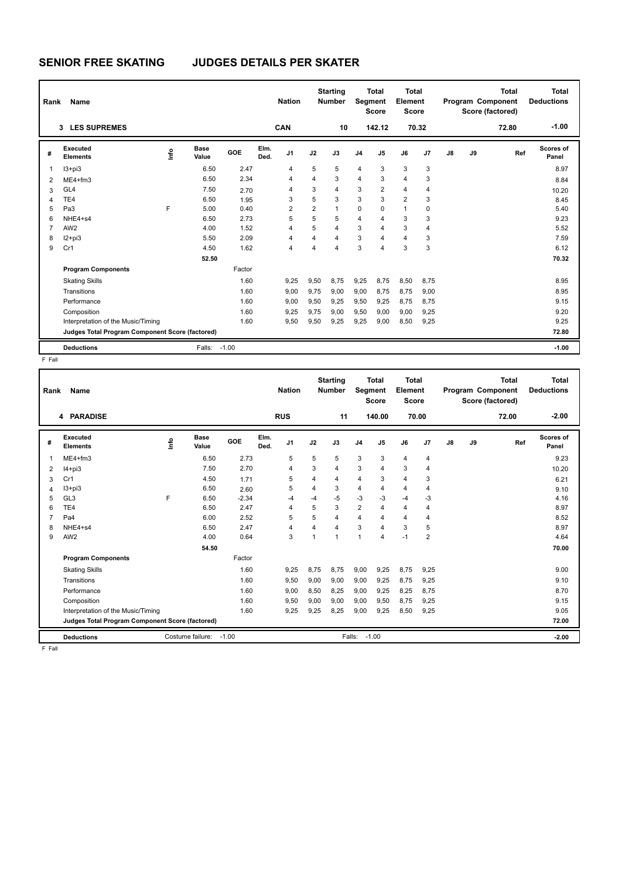# SENIOR FREE SKATING JUDGES DETAILS PER SKATER

| Rank | Name | Nation | Starting Number | Total Segment Score | Total Element Score | Total Program Component Score (factored) | Total Deductions |
|---|---|---|---|---|---|---|---|
| 3 | LES SUPREMES | CAN | 10 | 142.12 | 70.32 | 72.80 | -1.00 |

| # | Executed Elements | Info | Base Value | GOE | Elm. Ded. | J1 | J2 | J3 | J4 | J5 | J6 | J7 | J8 | J9 | Ref | Scores of Panel |
|---|---|---|---|---|---|---|---|---|---|---|---|---|---|---|---|---|
| 1 | I3+pi3 | | 6.50 | 2.47 | | 4 | 5 | 5 | 4 | 3 | 3 | 3 | | | | 8.97 |
| 2 | ME4+fm3 | | 6.50 | 2.34 | | 4 | 4 | 3 | 4 | 3 | 4 | 3 | | | | 8.84 |
| 3 | GL4 | | 7.50 | 2.70 | | 4 | 3 | 4 | 3 | 2 | 4 | 4 | | | | 10.20 |
| 4 | TE4 | | 6.50 | 1.95 | | 3 | 5 | 3 | 3 | 3 | 2 | 3 | | | | 8.45 |
| 5 | Pa3 | F | 5.00 | 0.40 | | 2 | 2 | 1 | 0 | 0 | 1 | 0 | | | | 5.40 |
| 6 | NHE4+s4 | | 6.50 | 2.73 | | 5 | 5 | 5 | 4 | 4 | 3 | 3 | | | | 9.23 |
| 7 | AW2 | | 4.00 | 1.52 | | 4 | 5 | 4 | 3 | 4 | 3 | 4 | | | | 5.52 |
| 8 | I2+pi3 | | 5.50 | 2.09 | | 4 | 4 | 4 | 3 | 4 | 4 | 3 | | | | 7.59 |
| 9 | Cr1 | | 4.50 | 1.62 | | 4 | 4 | 4 | 3 | 4 | 3 | 3 | | | | 6.12 |
| | | | 52.50 | | | | | | | | | | | | | 70.32 |
| | **Program Components** | | | Factor | | | | | | | | | | | | |
| | Skating Skills | | | 1.60 | | 9,25 | 9,50 | 8,75 | 9,25 | 8,75 | 8,50 | 8,75 | | | | 8.95 |
| | Transitions | | | 1.60 | | 9,00 | 9,75 | 9,00 | 9,00 | 8,75 | 8,75 | 9,00 | | | | 8.95 |
| | Performance | | | 1.60 | | 9,00 | 9,50 | 9,25 | 9,50 | 9,25 | 8,75 | 8,75 | | | | 9.15 |
| | Composition | | | 1.60 | | 9,25 | 9,75 | 9,00 | 9,50 | 9,00 | 9,00 | 9,25 | | | | 9.20 |
| | Interpretation of the Music/Timing | | | 1.60 | | 9,50 | 9,50 | 9,25 | 9,25 | 9,00 | 8,50 | 9,25 | | | | 9.25 |
| | **Judges Total Program Component Score (factored)** | | | | | | | | | | | | | | | 72.80 |
| | **Deductions** | | Falls: | -1.00 | | | | | | | | | | | | -1.00 |

F Fall

| Rank | Name | Nation | Starting Number | Total Segment Score | Total Element Score | Total Program Component Score (factored) | Total Deductions |
|---|---|---|---|---|---|---|---|
| 4 | PARADISE | RUS | 11 | 140.00 | 70.00 | 72.00 | -2.00 |

| # | Executed Elements | Info | Base Value | GOE | Elm. Ded. | J1 | J2 | J3 | J4 | J5 | J6 | J7 | J8 | J9 | Ref | Scores of Panel |
|---|---|---|---|---|---|---|---|---|---|---|---|---|---|---|---|---|
| 1 | ME4+fm3 | | 6.50 | 2.73 | | 5 | 5 | 5 | 3 | 3 | 4 | 4 | | | | 9.23 |
| 2 | I4+pi3 | | 7.50 | 2.70 | | 4 | 3 | 4 | 3 | 4 | 3 | 4 | | | | 10.20 |
| 3 | Cr1 | | 4.50 | 1.71 | | 5 | 4 | 4 | 4 | 3 | 4 | 3 | | | | 6.21 |
| 4 | I3+pi3 | | 6.50 | 2.60 | | 5 | 4 | 3 | 4 | 4 | 4 | 4 | | | | 9.10 |
| 5 | GL3 | F | 6.50 | -2.34 | | -4 | -4 | -5 | -3 | -3 | -4 | -3 | | | | 4.16 |
| 6 | TE4 | | 6.50 | 2.47 | | 4 | 5 | 3 | 2 | 4 | 4 | 4 | | | | 8.97 |
| 7 | Pa4 | | 6.00 | 2.52 | | 5 | 5 | 4 | 4 | 4 | 4 | 4 | | | | 8.52 |
| 8 | NHE4+s4 | | 6.50 | 2.47 | | 4 | 4 | 4 | 3 | 4 | 3 | 5 | | | | 8.97 |
| 9 | AW2 | | 4.00 | 0.64 | | 3 | 1 | 1 | 1 | 4 | -1 | 2 | | | | 4.64 |
| | | | 54.50 | | | | | | | | | | | | | 70.00 |
| | **Program Components** | | | Factor | | | | | | | | | | | | |
| | Skating Skills | | | 1.60 | | 9,25 | 8,75 | 8,75 | 9,00 | 9,25 | 8,75 | 9,25 | | | | 9.00 |
| | Transitions | | | 1.60 | | 9,50 | 9,00 | 9,00 | 9,00 | 9,25 | 8,75 | 9,25 | | | | 9.10 |
| | Performance | | | 1.60 | | 9,00 | 8,50 | 8,25 | 9,00 | 9,25 | 8,25 | 8,75 | | | | 8.70 |
| | Composition | | | 1.60 | | 9,50 | 9,00 | 9,00 | 9,00 | 9,50 | 8,75 | 9,25 | | | | 9.15 |
| | Interpretation of the Music/Timing | | | 1.60 | | 9,25 | 9,25 | 8,25 | 9,00 | 9,25 | 8,50 | 9,25 | | | | 9.05 |
| | **Judges Total Program Component Score (factored)** | | | | | | | | | | | | | | | 72.00 |
| | **Deductions** | | Costume failure: | -1.00 | | | | Falls: | -1.00 | | | | | | | -2.00 |

F Fall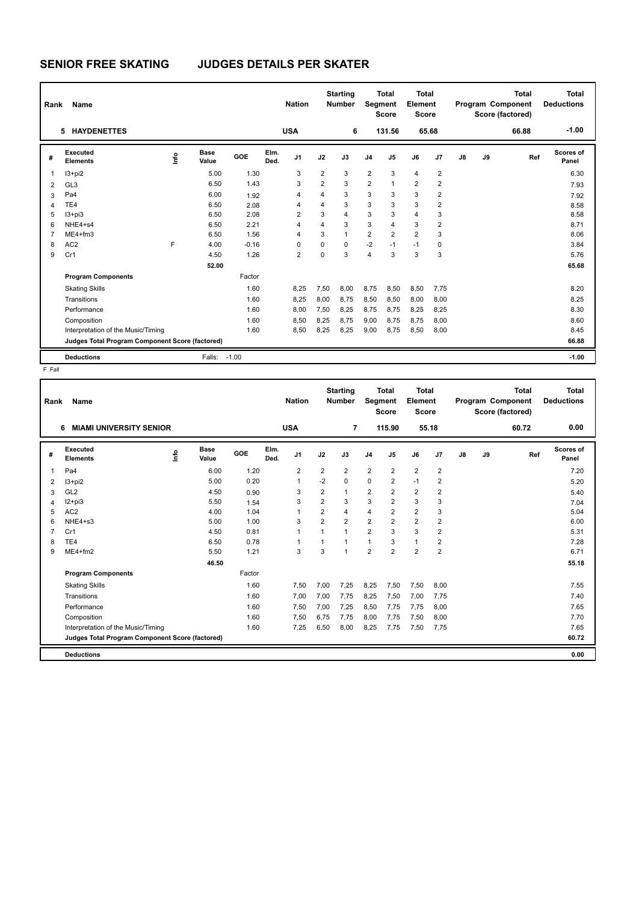# SENIOR FREE SKATING JUDGES DETAILS PER SKATER

| Rank | Name | Nation | Starting Number | Total Segment Score | Total Element Score | Total Program Component Score (factored) | Total Deductions |
|---|---|---|---|---|---|---|---|
| 5 | HAYDENETTES | USA | 6 | 131.56 | 65.68 | 66.88 | -1.00 |

| # | Executed Elements | Info | Base Value | GOE | Elm. Ded. | J1 | J2 | J3 | J4 | J5 | J6 | J7 | J8 | J9 | Ref | Scores of Panel |
|---|---|---|---|---|---|---|---|---|---|---|---|---|---|---|---|---|
| 1 | I3+pi2 | | 5.00 | 1.30 | | 3 | 2 | 3 | 2 | 3 | 4 | 2 | | | | 6.30 |
| 2 | GL3 | | 6.50 | 1.43 | | 3 | 2 | 3 | 2 | 1 | 2 | 2 | | | | 7.93 |
| 3 | Pa4 | | 6.00 | 1.92 | | 4 | 4 | 3 | 3 | 3 | 3 | 2 | | | | 7.92 |
| 4 | TE4 | | 6.50 | 2.08 | | 4 | 4 | 3 | 3 | 3 | 3 | 2 | | | | 8.58 |
| 5 | I3+pi3 | | 6.50 | 2.08 | | 2 | 3 | 4 | 3 | 3 | 4 | 3 | | | | 8.58 |
| 6 | NHE4+s4 | | 6.50 | 2.21 | | 4 | 4 | 3 | 3 | 4 | 3 | 2 | | | | 8.71 |
| 7 | ME4+fm3 | | 6.50 | 1.56 | | 4 | 3 | 1 | 2 | 2 | 2 | 3 | | | | 8.06 |
| 8 | AC2 | F | 4.00 | -0.16 | | 0 | 0 | 0 | -2 | -1 | -1 | 0 | | | | 3.84 |
| 9 | Cr1 | | 4.50 | 1.26 | | 2 | 0 | 3 | 4 | 3 | 3 | 3 | | | | 5.76 |
| | | | 52.00 | | | | | | | | | | | | | 65.68 |
| | **Program Components** | | | Factor | | | | | | | | | | | | |
| | Skating Skills | | | 1.60 | | 8,25 | 7,50 | 8,00 | 8,75 | 8,50 | 8,50 | 7,75 | | | | 8.20 |
| | Transitions | | | 1.60 | | 8,25 | 8,00 | 8,75 | 8,50 | 8,50 | 8,00 | 8,00 | | | | 8.25 |
| | Performance | | | 1.60 | | 8,00 | 7,50 | 8,25 | 8,75 | 8,75 | 8,25 | 8,25 | | | | 8.30 |
| | Composition | | | 1.60 | | 8,50 | 8,25 | 8,75 | 9,00 | 8,75 | 8,75 | 8,00 | | | | 8.60 |
| | Interpretation of the Music/Timing | | | 1.60 | | 8,50 | 8,25 | 8,25 | 9,00 | 8,75 | 8,50 | 8,00 | | | | 8.45 |
| | **Judges Total Program Component Score (factored)** | | | | | | | | | | | | | | | 66.88 |
| | **Deductions** | | Falls: | -1.00 | | | | | | | | | | | | -1.00 |

F Fall

| Rank | Name | Nation | Starting Number | Total Segment Score | Total Element Score | Total Program Component Score (factored) | Total Deductions |
|---|---|---|---|---|---|---|---|
| 6 | MIAMI UNIVERSITY SENIOR | USA | 7 | 115.90 | 55.18 | 60.72 | 0.00 |

| # | Executed Elements | Info | Base Value | GOE | Elm. Ded. | J1 | J2 | J3 | J4 | J5 | J6 | J7 | J8 | J9 | Ref | Scores of Panel |
|---|---|---|---|---|---|---|---|---|---|---|---|---|---|---|---|---|
| 1 | Pa4 | | 6.00 | 1.20 | | 2 | 2 | 2 | 2 | 2 | 2 | 2 | | | | 7.20 |
| 2 | I3+pi2 | | 5.00 | 0.20 | | 1 | -2 | 0 | 0 | 2 | -1 | 2 | | | | 5.20 |
| 3 | GL2 | | 4.50 | 0.90 | | 3 | 2 | 1 | 2 | 2 | 2 | 2 | | | | 5.40 |
| 4 | I2+pi3 | | 5.50 | 1.54 | | 3 | 2 | 3 | 3 | 2 | 3 | 3 | | | | 7.04 |
| 5 | AC2 | | 4.00 | 1.04 | | 1 | 2 | 4 | 4 | 2 | 2 | 3 | | | | 5.04 |
| 6 | NHE4+s3 | | 5.00 | 1.00 | | 3 | 2 | 2 | 2 | 2 | 2 | 2 | | | | 6.00 |
| 7 | Cr1 | | 4.50 | 0.81 | | 1 | 1 | 1 | 2 | 3 | 3 | 2 | | | | 5.31 |
| 8 | TE4 | | 6.50 | 0.78 | | 1 | 1 | 1 | 1 | 3 | 1 | 2 | | | | 7.28 |
| 9 | ME4+fm2 | | 5.50 | 1.21 | | 3 | 3 | 1 | 2 | 2 | 2 | 2 | | | | 6.71 |
| | | | 46.50 | | | | | | | | | | | | | 55.18 |
| | **Program Components** | | | Factor | | | | | | | | | | | | |
| | Skating Skills | | | 1.60 | | 7,50 | 7,00 | 7,25 | 8,25 | 7,50 | 7,50 | 8,00 | | | | 7.55 |
| | Transitions | | | 1.60 | | 7,00 | 7,00 | 7,75 | 8,25 | 7,50 | 7,00 | 7,75 | | | | 7.40 |
| | Performance | | | 1.60 | | 7,50 | 7,00 | 7,25 | 8,50 | 7,75 | 7,75 | 8,00 | | | | 7.65 |
| | Composition | | | 1.60 | | 7,50 | 6,75 | 7,75 | 8,00 | 7,75 | 7,50 | 8,00 | | | | 7.70 |
| | Interpretation of the Music/Timing | | | 1.60 | | 7,25 | 6,50 | 8,00 | 8,25 | 7,75 | 7,50 | 7,75 | | | | 7.65 |
| | **Judges Total Program Component Score (factored)** | | | | | | | | | | | | | | | 60.72 |
| | **Deductions** | | | | | | | | | | | | | | | 0.00 |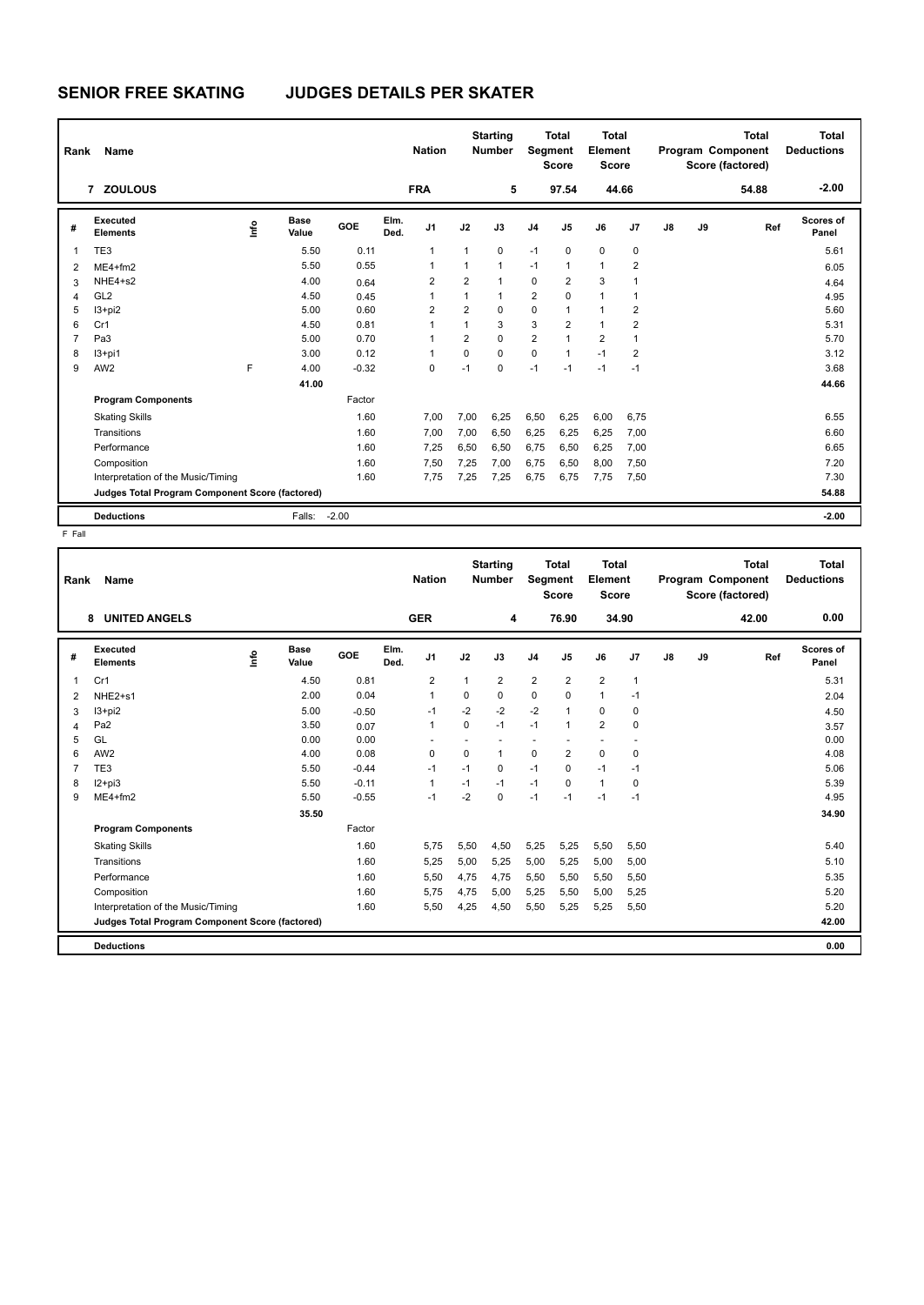# SENIOR FREE SKATING JUDGES DETAILS PER SKATER

| Rank | Name | Nation | Starting Number | Total Segment Score | Total Element Score | Total Program Component Score (factored) | Total Deductions |
|---|---|---|---|---|---|---|---|
| 7 | ZOULOUS | FRA | 5 | 97.54 | 44.66 | 54.88 | -2.00 |

| # | Executed Elements | Info | Base Value | GOE | Elm. Ded. | J1 | J2 | J3 | J4 | J5 | J6 | J7 | J8 | J9 | Ref | Scores of Panel |
|---|---|---|---|---|---|---|---|---|---|---|---|---|---|---|---|---|
| 1 | TE3 | | 5.50 | 0.11 | | 1 | 1 | 0 | -1 | 0 | 0 | 0 | | | | 5.61 |
| 2 | ME4+fm2 | | 5.50 | 0.55 | | 1 | 1 | 1 | -1 | 1 | 1 | 2 | | | | 6.05 |
| 3 | NHE4+s2 | | 4.00 | 0.64 | | 2 | 2 | 1 | 0 | 2 | 3 | 1 | | | | 4.64 |
| 4 | GL2 | | 4.50 | 0.45 | | 1 | 1 | 1 | 2 | 0 | 1 | 1 | | | | 4.95 |
| 5 | I3+pi2 | | 5.00 | 0.60 | | 2 | 2 | 0 | 0 | 1 | 1 | 2 | | | | 5.60 |
| 6 | Cr1 | | 4.50 | 0.81 | | 1 | 1 | 3 | 3 | 2 | 1 | 2 | | | | 5.31 |
| 7 | Pa3 | | 5.00 | 0.70 | | 1 | 2 | 0 | 2 | 1 | 2 | 1 | | | | 5.70 |
| 8 | I3+pi1 | | 3.00 | 0.12 | | 1 | 0 | 0 | 0 | 1 | -1 | 2 | | | | 3.12 |
| 9 | AW2 | F | 4.00 | -0.32 | | 0 | -1 | 0 | -1 | -1 | -1 | -1 | | | | 3.68 |
| | | | 41.00 | | | | | | | | | | | | | 44.66 |
| | **Program Components** | | | Factor | | | | | | | | | | | | |
| | Skating Skills | | | 1.60 | | 7,00 | 7,00 | 6,25 | 6,50 | 6,25 | 6,00 | 6,75 | | | | 6.55 |
| | Transitions | | | 1.60 | | 7,00 | 7,00 | 6,50 | 6,25 | 6,25 | 6,25 | 7,00 | | | | 6.60 |
| | Performance | | | 1.60 | | 7,25 | 6,50 | 6,50 | 6,75 | 6,50 | 6,25 | 7,00 | | | | 6.65 |
| | Composition | | | 1.60 | | 7,50 | 7,25 | 7,00 | 6,75 | 6,50 | 8,00 | 7,50 | | | | 7.20 |
| | Interpretation of the Music/Timing | | | 1.60 | | 7,75 | 7,25 | 7,25 | 6,75 | 6,75 | 7,75 | 7,50 | | | | 7.30 |
| | **Judges Total Program Component Score (factored)** | | | | | | | | | | | | | | | 54.88 |
| | **Deductions** | | Falls: | -2.00 | | | | | | | | | | | | -2.00 |

F Fall

| Rank | Name | Nation | Starting Number | Total Segment Score | Total Element Score | Total Program Component Score (factored) | Total Deductions |
|---|---|---|---|---|---|---|---|
| 8 | UNITED ANGELS | GER | 4 | 76.90 | 34.90 | 42.00 | 0.00 |

| # | Executed Elements | Info | Base Value | GOE | Elm. Ded. | J1 | J2 | J3 | J4 | J5 | J6 | J7 | J8 | J9 | Ref | Scores of Panel |
|---|---|---|---|---|---|---|---|---|---|---|---|---|---|---|---|---|
| 1 | Cr1 | | 4.50 | 0.81 | | 2 | 1 | 2 | 2 | 2 | 2 | 1 | | | | 5.31 |
| 2 | NHE2+s1 | | 2.00 | 0.04 | | 1 | 0 | 0 | 0 | 0 | 1 | -1 | | | | 2.04 |
| 3 | I3+pi2 | | 5.00 | -0.50 | | -1 | -2 | -2 | -2 | 1 | 0 | 0 | | | | 4.50 |
| 4 | Pa2 | | 3.50 | 0.07 | | 1 | 0 | -1 | -1 | 1 | 2 | 0 | | | | 3.57 |
| 5 | GL | | 0.00 | 0.00 | | - | - | - | - | - | - | - | | | | 0.00 |
| 6 | AW2 | | 4.00 | 0.08 | | 0 | 0 | 1 | 0 | 2 | 0 | 0 | | | | 4.08 |
| 7 | TE3 | | 5.50 | -0.44 | | -1 | -1 | 0 | -1 | 0 | -1 | -1 | | | | 5.06 |
| 8 | I2+pi3 | | 5.50 | -0.11 | | 1 | -1 | -1 | -1 | 0 | 1 | 0 | | | | 5.39 |
| 9 | ME4+fm2 | | 5.50 | -0.55 | | -1 | -2 | 0 | -1 | -1 | -1 | -1 | | | | 4.95 |
| | | | 35.50 | | | | | | | | | | | | | 34.90 |
| | **Program Components** | | | Factor | | | | | | | | | | | | |
| | Skating Skills | | | 1.60 | | 5,75 | 5,50 | 4,50 | 5,25 | 5,25 | 5,50 | 5,50 | | | | 5.40 |
| | Transitions | | | 1.60 | | 5,25 | 5,00 | 5,25 | 5,00 | 5,25 | 5,00 | 5,00 | | | | 5.10 |
| | Performance | | | 1.60 | | 5,50 | 4,75 | 4,75 | 5,50 | 5,50 | 5,50 | 5,50 | | | | 5.35 |
| | Composition | | | 1.60 | | 5,75 | 4,75 | 5,00 | 5,25 | 5,50 | 5,00 | 5,25 | | | | 5.20 |
| | Interpretation of the Music/Timing | | | 1.60 | | 5,50 | 4,25 | 4,50 | 5,50 | 5,25 | 5,25 | 5,50 | | | | 5.20 |
| | **Judges Total Program Component Score (factored)** | | | | | | | | | | | | | | | 42.00 |
| | **Deductions** | | | | | | | | | | | | | | | 0.00 |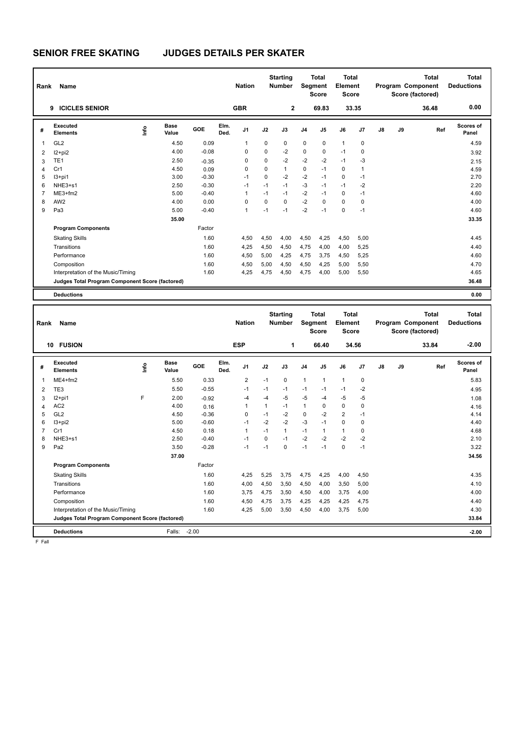# SENIOR FREE SKATING JUDGES DETAILS PER SKATER

| Rank | Name | Nation | Starting Number | Total Segment Score | Total Element Score | Total Program Component Score (factored) | Total Deductions |
|---|---|---|---|---|---|---|---|
| 9 | ICICLES SENIOR | GBR | 2 | 69.83 | 33.35 | 36.48 | 0.00 |

| # | Executed Elements | Info | Base Value | GOE | Elm. Ded. | J1 | J2 | J3 | J4 | J5 | J6 | J7 | J8 | J9 | Ref | Scores of Panel |
|---|---|---|---|---|---|---|---|---|---|---|---|---|---|---|---|---|
| 1 | GL2 | | 4.50 | 0.09 | | 1 | 0 | 0 | 0 | 0 | 1 | 0 | | | | 4.59 |
| 2 | I2+pi2 | | 4.00 | -0.08 | | 0 | 0 | -2 | 0 | 0 | -1 | 0 | | | | 3.92 |
| 3 | TE1 | | 2.50 | -0.35 | | 0 | 0 | -2 | -2 | -2 | -1 | -3 | | | | 2.15 |
| 4 | Cr1 | | 4.50 | 0.09 | | 0 | 0 | 1 | 0 | -1 | 0 | 1 | | | | 4.59 |
| 5 | I3+pi1 | | 3.00 | -0.30 | | -1 | 0 | -2 | -2 | -1 | 0 | -1 | | | | 2.70 |
| 6 | NHE3+s1 | | 2.50 | -0.30 | | -1 | -1 | -1 | -3 | -1 | -1 | -2 | | | | 2.20 |
| 7 | ME3+fm2 | | 5.00 | -0.40 | | 1 | -1 | -1 | -2 | -1 | 0 | -1 | | | | 4.60 |
| 8 | AW2 | | 4.00 | 0.00 | | 0 | 0 | 0 | -2 | 0 | 0 | 0 | | | | 4.00 |
| 9 | Pa3 | | 5.00 | -0.40 | | 1 | -1 | -1 | -2 | -1 | 0 | -1 | | | | 4.60 |
| | | | 35.00 | | | | | | | | | | | | | 33.35 |

| Program Components | Factor | J1 | J2 | J3 | J4 | J5 | J6 | J7 | J8 | J9 | Scores of Panel |
|---|---|---|---|---|---|---|---|---|---|---|---|
| Skating Skills | 1.60 | 4,50 | 4,50 | 4,00 | 4,50 | 4,25 | 4,50 | 5,00 | | | 4.45 |
| Transitions | 1.60 | 4,25 | 4,50 | 4,50 | 4,75 | 4,00 | 4,00 | 5,25 | | | 4.40 |
| Performance | 1.60 | 4,50 | 5,00 | 4,25 | 4,75 | 3,75 | 4,50 | 5,25 | | | 4.60 |
| Composition | 1.60 | 4,50 | 5,00 | 4,50 | 4,50 | 4,25 | 5,00 | 5,50 | | | 4.70 |
| Interpretation of the Music/Timing | 1.60 | 4,25 | 4,75 | 4,50 | 4,75 | 4,00 | 5,00 | 5,50 | | | 4.65 |
| Judges Total Program Component Score (factored) | | | | | | | | | | | 36.48 |

**Deductions** 0.00

| Rank | Name | Nation | Starting Number | Total Segment Score | Total Element Score | Total Program Component Score (factored) | Total Deductions |
|---|---|---|---|---|---|---|---|
| 10 | FUSION | ESP | 1 | 66.40 | 34.56 | 33.84 | -2.00 |

| # | Executed Elements | Info | Base Value | GOE | Elm. Ded. | J1 | J2 | J3 | J4 | J5 | J6 | J7 | J8 | J9 | Ref | Scores of Panel |
|---|---|---|---|---|---|---|---|---|---|---|---|---|---|---|---|---|
| 1 | ME4+fm2 | | 5.50 | 0.33 | | 2 | -1 | 0 | 1 | 1 | 1 | 0 | | | | 5.83 |
| 2 | TE3 | | 5.50 | -0.55 | | -1 | -1 | -1 | -1 | -1 | -1 | -2 | | | | 4.95 |
| 3 | I2+pi1 | F | 2.00 | -0.92 | | -4 | -4 | -5 | -5 | -4 | -5 | -5 | | | | 1.08 |
| 4 | AC2 | | 4.00 | 0.16 | | 1 | 1 | -1 | 1 | 0 | 0 | 0 | | | | 4.16 |
| 5 | GL2 | | 4.50 | -0.36 | | 0 | -1 | -2 | 0 | -2 | 2 | -1 | | | | 4.14 |
| 6 | I3+pi2 | | 5.00 | -0.60 | | -1 | -2 | -2 | -3 | -1 | 0 | 0 | | | | 4.40 |
| 7 | Cr1 | | 4.50 | 0.18 | | 1 | -1 | 1 | -1 | 1 | 1 | 0 | | | | 4.68 |
| 8 | NHE3+s1 | | 2.50 | -0.40 | | -1 | 0 | -1 | -2 | -2 | -2 | -2 | | | | 2.10 |
| 9 | Pa2 | | 3.50 | -0.28 | | -1 | -1 | 0 | -1 | -1 | 0 | -1 | | | | 3.22 |
| | | | 37.00 | | | | | | | | | | | | | 34.56 |

| Program Components | Factor | J1 | J2 | J3 | J4 | J5 | J6 | J7 | J8 | J9 | Scores of Panel |
|---|---|---|---|---|---|---|---|---|---|---|---|
| Skating Skills | 1.60 | 4,25 | 5,25 | 3,75 | 4,75 | 4,25 | 4,00 | 4,50 | | | 4.35 |
| Transitions | 1.60 | 4,00 | 4,50 | 3,50 | 4,50 | 4,00 | 3,50 | 5,00 | | | 4.10 |
| Performance | 1.60 | 3,75 | 4,75 | 3,50 | 4,50 | 4,00 | 3,75 | 4,00 | | | 4.00 |
| Composition | 1.60 | 4,50 | 4,75 | 3,75 | 4,25 | 4,25 | 4,25 | 4,75 | | | 4.40 |
| Interpretation of the Music/Timing | 1.60 | 4,25 | 5,00 | 3,50 | 4,50 | 4,00 | 3,75 | 5,00 | | | 4.30 |
| Judges Total Program Component Score (factored) | | | | | | | | | | | 33.84 |

**Deductions** Falls: -2.00 -2.00

F Fall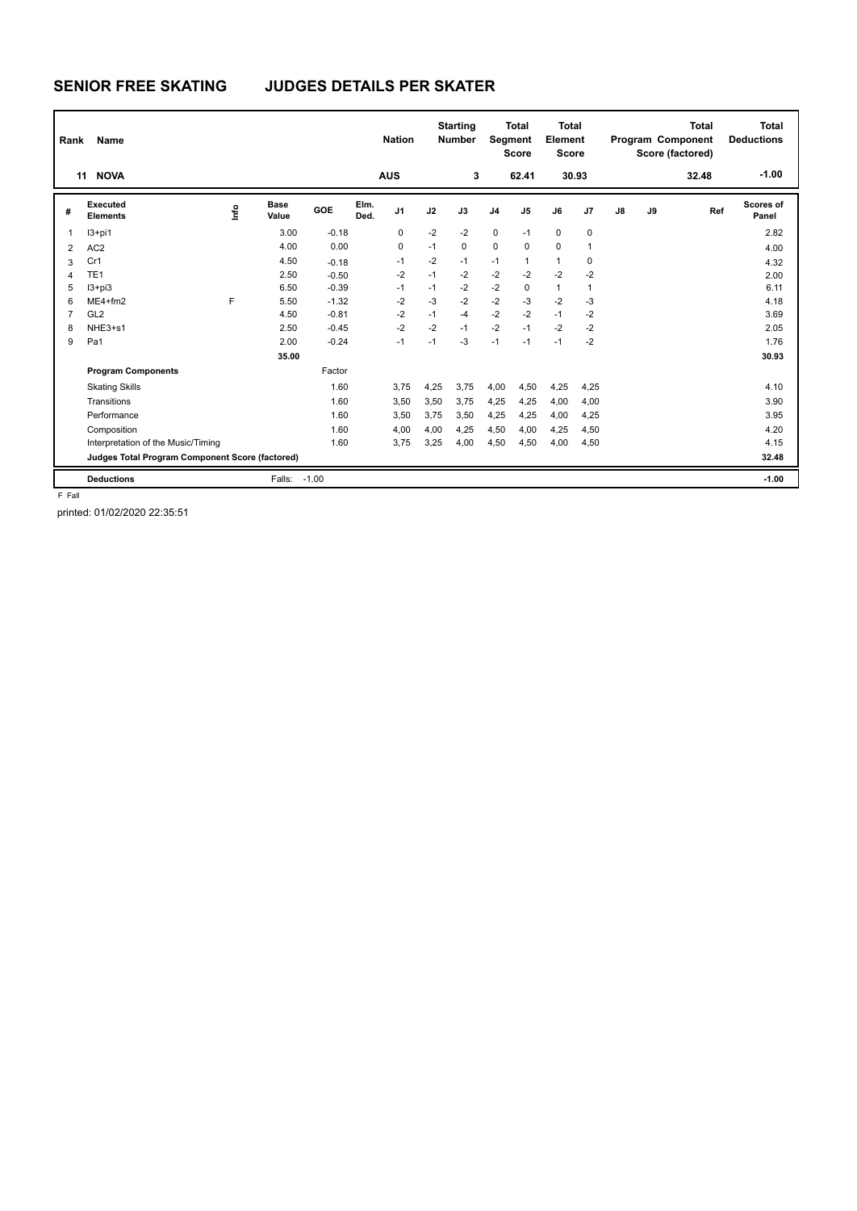# SENIOR FREE SKATING JUDGES DETAILS PER SKATER

| Rank | Name | Nation | Starting Number | Total Segment Score | Total Element Score | Total Program Component Score (factored) | Total Deductions |
|---|---|---|---|---|---|---|---|
| 11 | NOVA | AUS | 3 | 62.41 | 30.93 | 32.48 | -1.00 |

| # | Executed Elements | Info | Base Value | GOE | Elm. Ded. | J1 | J2 | J3 | J4 | J5 | J6 | J7 | J8 | J9 | Ref | Scores of Panel |
|---|---|---|---|---|---|---|---|---|---|---|---|---|---|---|---|---|
| 1 | I3+pi1 | | 3.00 | -0.18 | | 0 | -2 | -2 | 0 | -1 | 0 | 0 | | | | 2.82 |
| 2 | AC2 | | 4.00 | 0.00 | | 0 | -1 | 0 | 0 | 0 | 0 | 1 | | | | 4.00 |
| 3 | Cr1 | | 4.50 | -0.18 | | -1 | -2 | -1 | -1 | 1 | 1 | 0 | | | | 4.32 |
| 4 | TE1 | | 2.50 | -0.50 | | -2 | -1 | -2 | -2 | -2 | -2 | -2 | | | | 2.00 |
| 5 | I3+pi3 | | 6.50 | -0.39 | | -1 | -1 | -2 | -2 | 0 | 1 | 1 | | | | 6.11 |
| 6 | ME4+fm2 | F | 5.50 | -1.32 | | -2 | -3 | -2 | -2 | -3 | -2 | -3 | | | | 4.18 |
| 7 | GL2 | | 4.50 | -0.81 | | -2 | -1 | -4 | -2 | -2 | -1 | -2 | | | | 3.69 |
| 8 | NHE3+s1 | | 2.50 | -0.45 | | -2 | -2 | -1 | -2 | -1 | -2 | -2 | | | | 2.05 |
| 9 | Pa1 | | 2.00 | -0.24 | | -1 | -1 | -3 | -1 | -1 | -1 | -2 | | | | 1.76 |
| | | | 35.00 | | | | | | | | | | | | | 30.93 |
| | **Program Components** | | | Factor | | | | | | | | | | | | |
| | Skating Skills | | | 1.60 | | 3,75 | 4,25 | 3,75 | 4,00 | 4,50 | 4,25 | 4,25 | | | | 4.10 |
| | Transitions | | | 1.60 | | 3,50 | 3,50 | 3,75 | 4,25 | 4,25 | 4,00 | 4,00 | | | | 3.90 |
| | Performance | | | 1.60 | | 3,50 | 3,75 | 3,50 | 4,25 | 4,25 | 4,00 | 4,25 | | | | 3.95 |
| | Composition | | | 1.60 | | 4,00 | 4,00 | 4,25 | 4,50 | 4,00 | 4,25 | 4,50 | | | | 4.20 |
| | Interpretation of the Music/Timing | | | 1.60 | | 3,75 | 3,25 | 4,00 | 4,50 | 4,50 | 4,00 | 4,50 | | | | 4.15 |
| | **Judges Total Program Component Score (factored)** | | | | | | | | | | | | | | | 32.48 |
| | **Deductions** | | Falls: | -1.00 | | | | | | | | | | | | -1.00 |

F Fall

printed: 01/02/2020 22:35:51